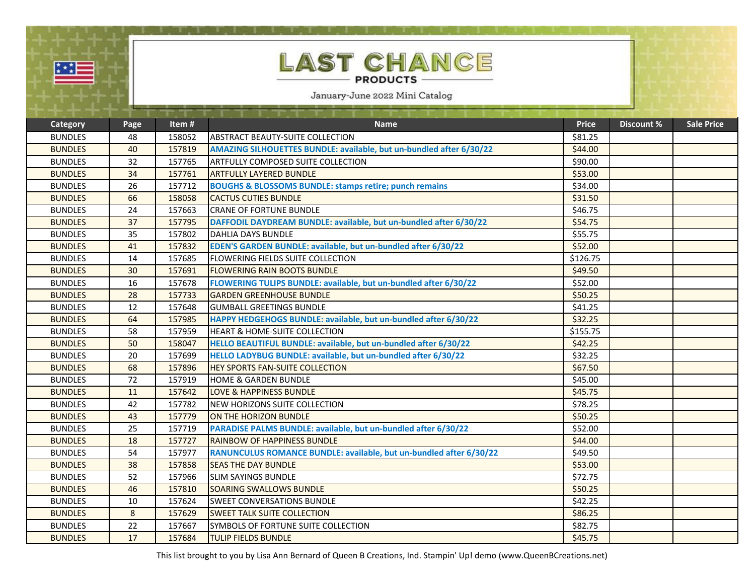# LAST CHANCE PRODUCTS

January-June 2022 Mini Catalog

| Category | Page | Item # | Name | Price | Discount % | Sale Price |
|---|---|---|---|---|---|---|
| BUNDLES | 48 | 158052 | ABSTRACT BEAUTY-SUITE COLLECTION | $81.25 | | |
| BUNDLES | 40 | 157819 | **AMAZING SILHOUETTES BUNDLE: available, but un-bundled after 6/30/22** | $44.00 | | |
| BUNDLES | 32 | 157765 | ARTFULLY COMPOSED SUITE COLLECTION | $90.00 | | |
| BUNDLES | 34 | 157761 | ARTFULLY LAYERED BUNDLE | $53.00 | | |
| BUNDLES | 26 | 157712 | **BOUGHS & BLOSSOMS BUNDLE: stamps retire; punch remains** | $34.00 | | |
| BUNDLES | 66 | 158058 | CACTUS CUTIES BUNDLE | $31.50 | | |
| BUNDLES | 24 | 157663 | CRANE OF FORTUNE BUNDLE | $46.75 | | |
| BUNDLES | 37 | 157795 | **DAFFODIL DAYDREAM BUNDLE: available, but un-bundled after 6/30/22** | $54.75 | | |
| BUNDLES | 35 | 157802 | DAHLIA DAYS BUNDLE | $55.75 | | |
| BUNDLES | 41 | 157832 | **EDEN'S GARDEN BUNDLE: available, but un-bundled after 6/30/22** | $52.00 | | |
| BUNDLES | 14 | 157685 | FLOWERING FIELDS SUITE COLLECTION | $126.75 | | |
| BUNDLES | 30 | 157691 | FLOWERING RAIN BOOTS BUNDLE | $49.50 | | |
| BUNDLES | 16 | 157678 | **FLOWERING TULIPS BUNDLE: available, but un-bundled after 6/30/22** | $52.00 | | |
| BUNDLES | 28 | 157733 | GARDEN GREENHOUSE BUNDLE | $50.25 | | |
| BUNDLES | 12 | 157648 | GUMBALL GREETINGS BUNDLE | $41.25 | | |
| BUNDLES | 64 | 157985 | **HAPPY HEDGEHOGS BUNDLE: available, but un-bundled after 6/30/22** | $32.25 | | |
| BUNDLES | 58 | 157959 | HEART & HOME-SUITE COLLECTION | $155.75 | | |
| BUNDLES | 50 | 158047 | **HELLO BEAUTIFUL BUNDLE: available, but un-bundled after 6/30/22** | $42.25 | | |
| BUNDLES | 20 | 157699 | **HELLO LADYBUG BUNDLE: available, but un-bundled after 6/30/22** | $32.25 | | |
| BUNDLES | 68 | 157896 | HEY SPORTS FAN-SUITE COLLECTION | $67.50 | | |
| BUNDLES | 72 | 157919 | HOME & GARDEN BUNDLE | $45.00 | | |
| BUNDLES | 11 | 157642 | LOVE & HAPPINESS BUNDLE | $45.75 | | |
| BUNDLES | 42 | 157782 | NEW HORIZONS SUITE COLLECTION | $78.25 | | |
| BUNDLES | 43 | 157779 | ON THE HORIZON BUNDLE | $50.25 | | |
| BUNDLES | 25 | 157719 | **PARADISE PALMS BUNDLE: available, but un-bundled after 6/30/22** | $52.00 | | |
| BUNDLES | 18 | 157727 | RAINBOW OF HAPPINESS BUNDLE | $44.00 | | |
| BUNDLES | 54 | 157977 | **RANUNCULUS ROMANCE BUNDLE: available, but un-bundled after 6/30/22** | $49.50 | | |
| BUNDLES | 38 | 157858 | SEAS THE DAY BUNDLE | $53.00 | | |
| BUNDLES | 52 | 157966 | SLIM SAYINGS BUNDLE | $72.75 | | |
| BUNDLES | 46 | 157810 | SOARING SWALLOWS BUNDLE | $50.25 | | |
| BUNDLES | 10 | 157624 | SWEET CONVERSATIONS BUNDLE | $42.25 | | |
| BUNDLES | 8 | 157629 | SWEET TALK SUITE COLLECTION | $86.25 | | |
| BUNDLES | 22 | 157667 | SYMBOLS OF FORTUNE SUITE COLLECTION | $82.75 | | |
| BUNDLES | 17 | 157684 | TULIP FIELDS BUNDLE | $45.75 | | |

This list brought to you by Lisa Ann Bernard of Queen B Creations, Ind. Stampin' Up! demo (www.QueenBCreations.net)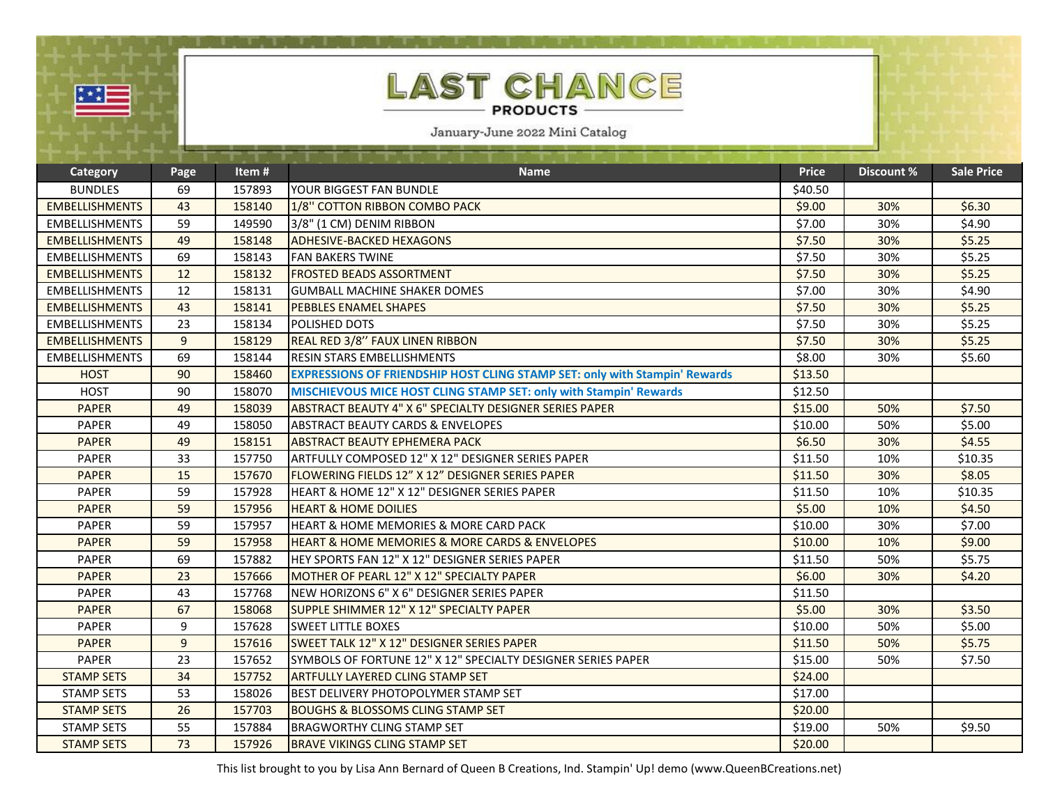# LAST CHANCE PRODUCTS

January-June 2022 Mini Catalog

| Category | Page | Item # | Name | Price | Discount % | Sale Price |
|---|---|---|---|---|---|---|
| BUNDLES | 69 | 157893 | YOUR BIGGEST FAN BUNDLE | $40.50 | | |
| EMBELLISHMENTS | 43 | 158140 | 1/8" COTTON RIBBON COMBO PACK | $9.00 | 30% | $6.30 |
| EMBELLISHMENTS | 59 | 149590 | 3/8" (1 CM) DENIM RIBBON | $7.00 | 30% | $4.90 |
| EMBELLISHMENTS | 49 | 158148 | ADHESIVE-BACKED HEXAGONS | $7.50 | 30% | $5.25 |
| EMBELLISHMENTS | 69 | 158143 | FAN BAKERS TWINE | $7.50 | 30% | $5.25 |
| EMBELLISHMENTS | 12 | 158132 | FROSTED BEADS ASSORTMENT | $7.50 | 30% | $5.25 |
| EMBELLISHMENTS | 12 | 158131 | GUMBALL MACHINE SHAKER DOMES | $7.00 | 30% | $4.90 |
| EMBELLISHMENTS | 43 | 158141 | PEBBLES ENAMEL SHAPES | $7.50 | 30% | $5.25 |
| EMBELLISHMENTS | 23 | 158134 | POLISHED DOTS | $7.50 | 30% | $5.25 |
| EMBELLISHMENTS | 9 | 158129 | REAL RED 3/8'' FAUX LINEN RIBBON | $7.50 | 30% | $5.25 |
| EMBELLISHMENTS | 69 | 158144 | RESIN STARS EMBELLISHMENTS | $8.00 | 30% | $5.60 |
| HOST | 90 | 158460 | **EXPRESSIONS OF FRIENDSHIP HOST CLING STAMP SET: only with Stampin' Rewards** | $13.50 | | |
| HOST | 90 | 158070 | **MISCHIEVOUS MICE HOST CLING STAMP SET: only with Stampin' Rewards** | $12.50 | | |
| PAPER | 49 | 158039 | ABSTRACT BEAUTY 4" X 6" SPECIALTY DESIGNER SERIES PAPER | $15.00 | 50% | $7.50 |
| PAPER | 49 | 158050 | ABSTRACT BEAUTY CARDS & ENVELOPES | $10.00 | 50% | $5.00 |
| PAPER | 49 | 158151 | ABSTRACT BEAUTY EPHEMERA PACK | $6.50 | 30% | $4.55 |
| PAPER | 33 | 157750 | ARTFULLY COMPOSED 12" X 12" DESIGNER SERIES PAPER | $11.50 | 10% | $10.35 |
| PAPER | 15 | 157670 | FLOWERING FIELDS 12" X 12" DESIGNER SERIES PAPER | $11.50 | 30% | $8.05 |
| PAPER | 59 | 157928 | HEART & HOME 12" X 12" DESIGNER SERIES PAPER | $11.50 | 10% | $10.35 |
| PAPER | 59 | 157956 | HEART & HOME DOILIES | $5.00 | 10% | $4.50 |
| PAPER | 59 | 157957 | HEART & HOME MEMORIES & MORE CARD PACK | $10.00 | 30% | $7.00 |
| PAPER | 59 | 157958 | HEART & HOME MEMORIES & MORE CARDS & ENVELOPES | $10.00 | 10% | $9.00 |
| PAPER | 69 | 157882 | HEY SPORTS FAN 12" X 12" DESIGNER SERIES PAPER | $11.50 | 50% | $5.75 |
| PAPER | 23 | 157666 | MOTHER OF PEARL 12" X 12" SPECIALTY PAPER | $6.00 | 30% | $4.20 |
| PAPER | 43 | 157768 | NEW HORIZONS 6" X 6" DESIGNER SERIES PAPER | $11.50 | | |
| PAPER | 67 | 158068 | SUPPLE SHIMMER 12" X 12" SPECIALTY PAPER | $5.00 | 30% | $3.50 |
| PAPER | 9 | 157628 | SWEET LITTLE BOXES | $10.00 | 50% | $5.00 |
| PAPER | 9 | 157616 | SWEET TALK 12" X 12" DESIGNER SERIES PAPER | $11.50 | 50% | $5.75 |
| PAPER | 23 | 157652 | SYMBOLS OF FORTUNE 12" X 12" SPECIALTY DESIGNER SERIES PAPER | $15.00 | 50% | $7.50 |
| STAMP SETS | 34 | 157752 | ARTFULLY LAYERED CLING STAMP SET | $24.00 | | |
| STAMP SETS | 53 | 158026 | BEST DELIVERY PHOTOPOLYMER STAMP SET | $17.00 | | |
| STAMP SETS | 26 | 157703 | BOUGHS & BLOSSOMS CLING STAMP SET | $20.00 | | |
| STAMP SETS | 55 | 157884 | BRAGWORTHY CLING STAMP SET | $19.00 | 50% | $9.50 |
| STAMP SETS | 73 | 157926 | BRAVE VIKINGS CLING STAMP SET | $20.00 | | |

This list brought to you by Lisa Ann Bernard of Queen B Creations, Ind. Stampin' Up! demo (www.QueenBCreations.net)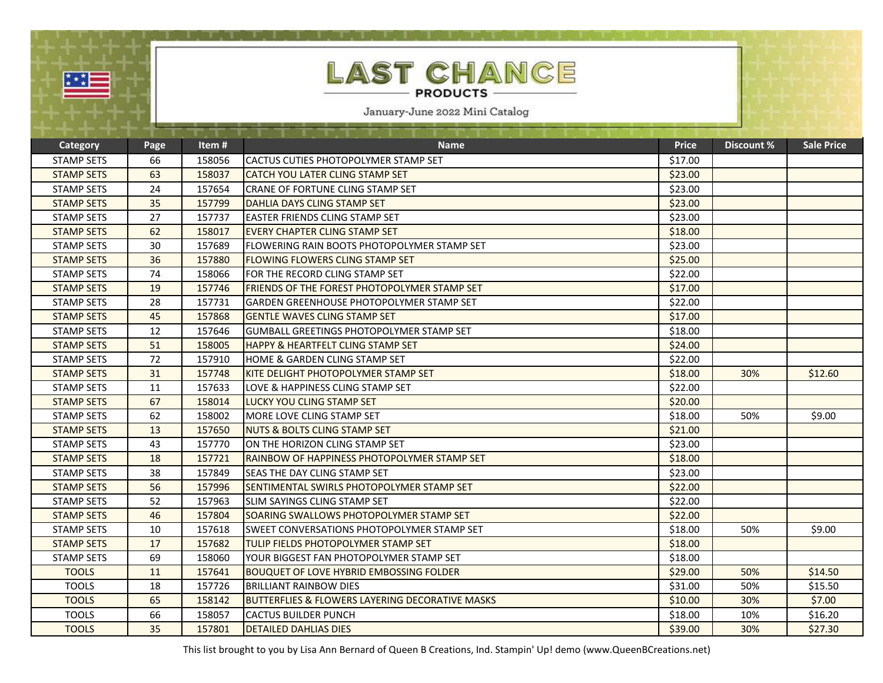# LAST CHANCE

PRODUCTS

January-June 2022 Mini Catalog

| Category | Page | Item # | Name | Price | Discount % | Sale Price |
|---|---|---|---|---|---|---|
| STAMP SETS | 66 | 158056 | CACTUS CUTIES PHOTOPOLYMER STAMP SET | $17.00 | | |
| STAMP SETS | 63 | 158037 | CATCH YOU LATER CLING STAMP SET | $23.00 | | |
| STAMP SETS | 24 | 157654 | CRANE OF FORTUNE CLING STAMP SET | $23.00 | | |
| STAMP SETS | 35 | 157799 | DAHLIA DAYS CLING STAMP SET | $23.00 | | |
| STAMP SETS | 27 | 157737 | EASTER FRIENDS CLING STAMP SET | $23.00 | | |
| STAMP SETS | 62 | 158017 | EVERY CHAPTER CLING STAMP SET | $18.00 | | |
| STAMP SETS | 30 | 157689 | FLOWERING RAIN BOOTS PHOTOPOLYMER STAMP SET | $23.00 | | |
| STAMP SETS | 36 | 157880 | FLOWING FLOWERS CLING STAMP SET | $25.00 | | |
| STAMP SETS | 74 | 158066 | FOR THE RECORD CLING STAMP SET | $22.00 | | |
| STAMP SETS | 19 | 157746 | FRIENDS OF THE FOREST PHOTOPOLYMER STAMP SET | $17.00 | | |
| STAMP SETS | 28 | 157731 | GARDEN GREENHOUSE PHOTOPOLYMER STAMP SET | $22.00 | | |
| STAMP SETS | 45 | 157868 | GENTLE WAVES CLING STAMP SET | $17.00 | | |
| STAMP SETS | 12 | 157646 | GUMBALL GREETINGS PHOTOPOLYMER STAMP SET | $18.00 | | |
| STAMP SETS | 51 | 158005 | HAPPY & HEARTFELT CLING STAMP SET | $24.00 | | |
| STAMP SETS | 72 | 157910 | HOME & GARDEN CLING STAMP SET | $22.00 | | |
| STAMP SETS | 31 | 157748 | KITE DELIGHT PHOTOPOLYMER STAMP SET | $18.00 | 30% | $12.60 |
| STAMP SETS | 11 | 157633 | LOVE & HAPPINESS CLING STAMP SET | $22.00 | | |
| STAMP SETS | 67 | 158014 | LUCKY YOU CLING STAMP SET | $20.00 | | |
| STAMP SETS | 62 | 158002 | MORE LOVE CLING STAMP SET | $18.00 | 50% | $9.00 |
| STAMP SETS | 13 | 157650 | NUTS & BOLTS CLING STAMP SET | $21.00 | | |
| STAMP SETS | 43 | 157770 | ON THE HORIZON CLING STAMP SET | $23.00 | | |
| STAMP SETS | 18 | 157721 | RAINBOW OF HAPPINESS PHOTOPOLYMER STAMP SET | $18.00 | | |
| STAMP SETS | 38 | 157849 | SEAS THE DAY CLING STAMP SET | $23.00 | | |
| STAMP SETS | 56 | 157996 | SENTIMENTAL SWIRLS PHOTOPOLYMER STAMP SET | $22.00 | | |
| STAMP SETS | 52 | 157963 | SLIM SAYINGS CLING STAMP SET | $22.00 | | |
| STAMP SETS | 46 | 157804 | SOARING SWALLOWS PHOTOPOLYMER STAMP SET | $22.00 | | |
| STAMP SETS | 10 | 157618 | SWEET CONVERSATIONS PHOTOPOLYMER STAMP SET | $18.00 | 50% | $9.00 |
| STAMP SETS | 17 | 157682 | TULIP FIELDS PHOTOPOLYMER STAMP SET | $18.00 | | |
| STAMP SETS | 69 | 158060 | YOUR BIGGEST FAN PHOTOPOLYMER STAMP SET | $18.00 | | |
| TOOLS | 11 | 157641 | BOUQUET OF LOVE HYBRID EMBOSSING FOLDER | $29.00 | 50% | $14.50 |
| TOOLS | 18 | 157726 | BRILLIANT RAINBOW DIES | $31.00 | 50% | $15.50 |
| TOOLS | 65 | 158142 | BUTTERFLIES & FLOWERS LAYERING DECORATIVE MASKS | $10.00 | 30% | $7.00 |
| TOOLS | 66 | 158057 | CACTUS BUILDER PUNCH | $18.00 | 10% | $16.20 |
| TOOLS | 35 | 157801 | DETAILED DAHLIAS DIES | $39.00 | 30% | $27.30 |

This list brought to you by Lisa Ann Bernard of Queen B Creations, Ind. Stampin' Up! demo (www.QueenBCreations.net)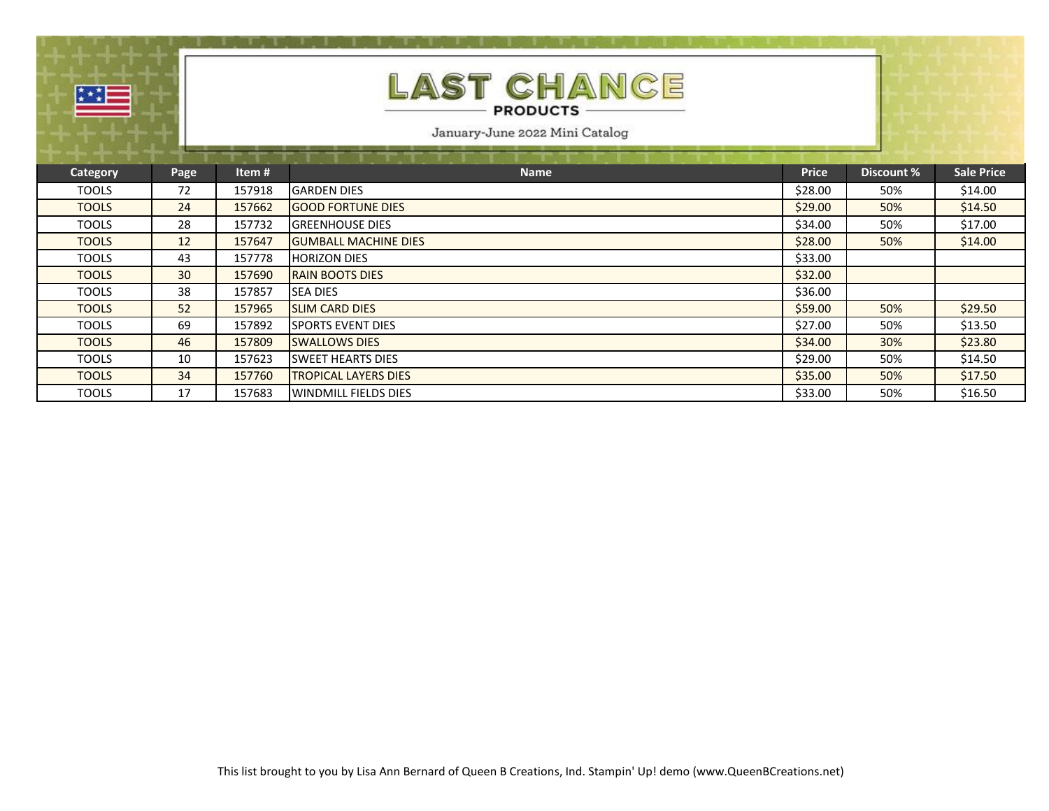# LAST CHANCE PRODUCTS

January-June 2022 Mini Catalog

| Category | Page | Item # | Name | Price | Discount % | Sale Price |
|---|---|---|---|---|---|---|
| TOOLS | 72 | 157918 | GARDEN DIES | $28.00 | 50% | $14.00 |
| TOOLS | 24 | 157662 | GOOD FORTUNE DIES | $29.00 | 50% | $14.50 |
| TOOLS | 28 | 157732 | GREENHOUSE DIES | $34.00 | 50% | $17.00 |
| TOOLS | 12 | 157647 | GUMBALL MACHINE DIES | $28.00 | 50% | $14.00 |
| TOOLS | 43 | 157778 | HORIZON DIES | $33.00 | | |
| TOOLS | 30 | 157690 | RAIN BOOTS DIES | $32.00 | | |
| TOOLS | 38 | 157857 | SEA DIES | $36.00 | | |
| TOOLS | 52 | 157965 | SLIM CARD DIES | $59.00 | 50% | $29.50 |
| TOOLS | 69 | 157892 | SPORTS EVENT DIES | $27.00 | 50% | $13.50 |
| TOOLS | 46 | 157809 | SWALLOWS DIES | $34.00 | 30% | $23.80 |
| TOOLS | 10 | 157623 | SWEET HEARTS DIES | $29.00 | 50% | $14.50 |
| TOOLS | 34 | 157760 | TROPICAL LAYERS DIES | $35.00 | 50% | $17.50 |
| TOOLS | 17 | 157683 | WINDMILL FIELDS DIES | $33.00 | 50% | $16.50 |

This list brought to you by Lisa Ann Bernard of Queen B Creations, Ind. Stampin' Up! demo (www.QueenBCreations.net)